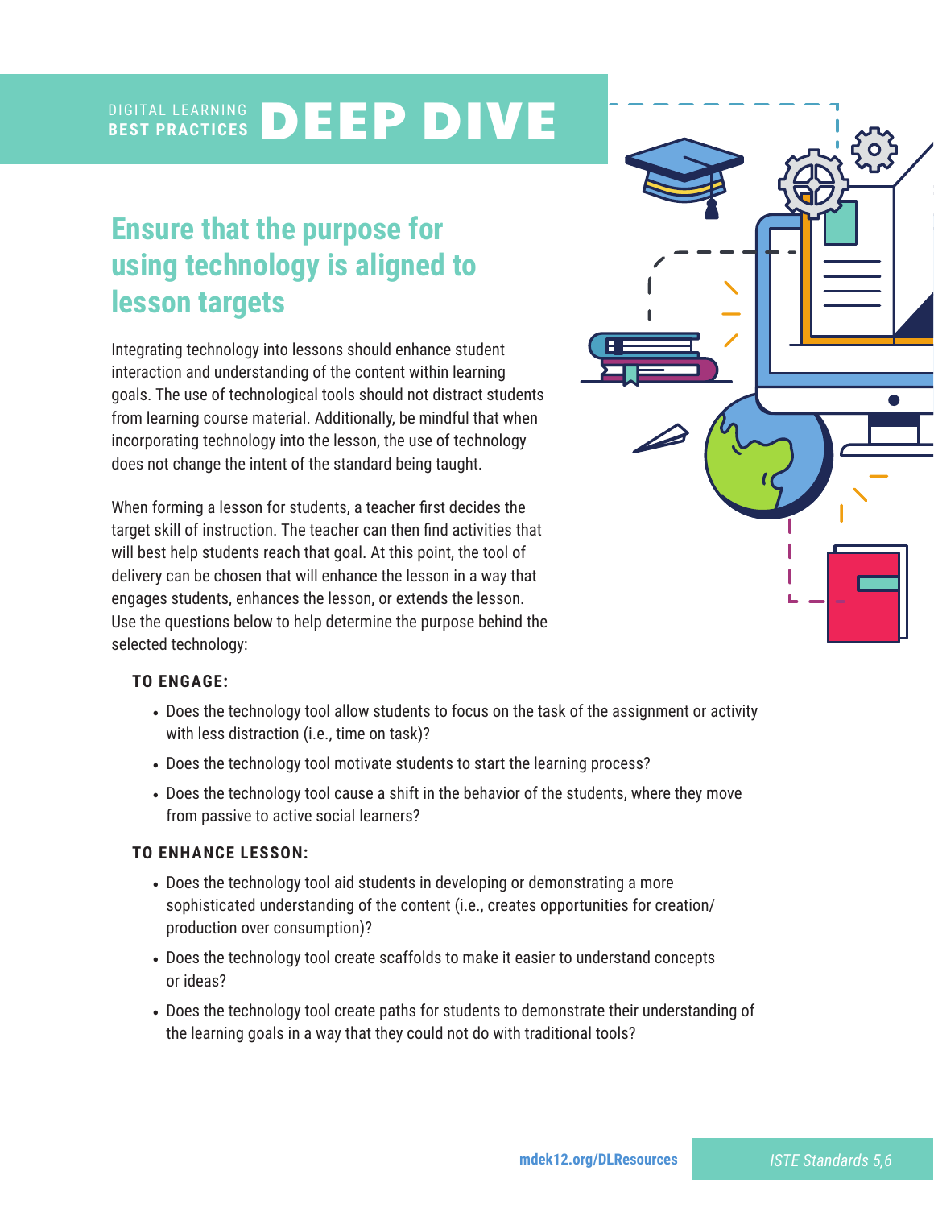DIGITAL LEARNING **BEST PRACTICES** **DEEP DIVE**

## Ensure that the purpose for using technology is aligned to lesson targets

Integrating technology into lessons should enhance student interaction and understanding of the content within learning goals. The use of technological tools should not distract students from learning course material. Additionally, be mindful that when incorporating technology into the lesson, the use of technology does not change the intent of the standard being taught.

When forming a lesson for students, a teacher first decides the target skill of instruction. The teacher can then find activities that will best help students reach that goal. At this point, the tool of delivery can be chosen that will enhance the lesson in a way that engages students, enhances the lesson, or extends the lesson. Use the questions below to help determine the purpose behind the selected technology:

**TO ENGAGE:**

- Does the technology tool allow students to focus on the task of the assignment or activity with less distraction (i.e., time on task)?
- Does the technology tool motivate students to start the learning process?
- Does the technology tool cause a shift in the behavior of the students, where they move from passive to active social learners?

**TO ENHANCE LESSON:**

- Does the technology tool aid students in developing or demonstrating a more sophisticated understanding of the content (i.e., creates opportunities for creation/production over consumption)?
- Does the technology tool create scaffolds to make it easier to understand concepts or ideas?
- Does the technology tool create paths for students to demonstrate their understanding of the learning goals in a way that they could not do with traditional tools?

mdek12.org/DLResources

*ISTE Standards 5,6*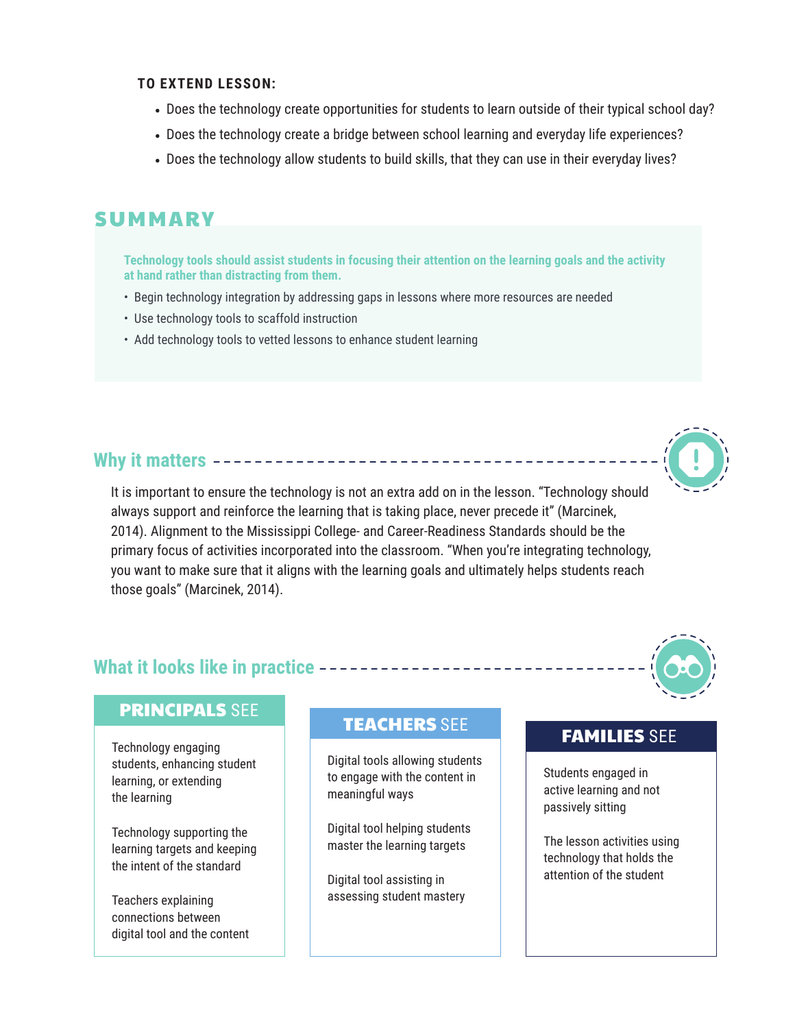**TO EXTEND LESSON:**

- Does the technology create opportunities for students to learn outside of their typical school day?
- Does the technology create a bridge between school learning and everyday life experiences?
- Does the technology allow students to build skills, that they can use in their everyday lives?

## SUMMARY

**Technology tools should assist students in focusing their attention on the learning goals and the activity at hand rather than distracting from them.**

- Begin technology integration by addressing gaps in lessons where more resources are needed
- Use technology tools to scaffold instruction
- Add technology tools to vetted lessons to enhance student learning

## Why it matters

It is important to ensure the technology is not an extra add on in the lesson. “Technology should always support and reinforce the learning that is taking place, never precede it” (Marcinek, 2014). Alignment to the Mississippi College- and Career-Readiness Standards should be the primary focus of activities incorporated into the classroom. “When you’re integrating technology, you want to make sure that it aligns with the learning goals and ultimately helps students reach those goals” (Marcinek, 2014).

## What it looks like in practice

### PRINCIPALS SEE

Technology engaging students, enhancing student learning, or extending the learning

Technology supporting the learning targets and keeping the intent of the standard

Teachers explaining connections between digital tool and the content

### TEACHERS SEE

Digital tools allowing students to engage with the content in meaningful ways

Digital tool helping students master the learning targets

Digital tool assisting in assessing student mastery

### FAMILIES SEE

Students engaged in active learning and not passively sitting

The lesson activities using technology that holds the attention of the student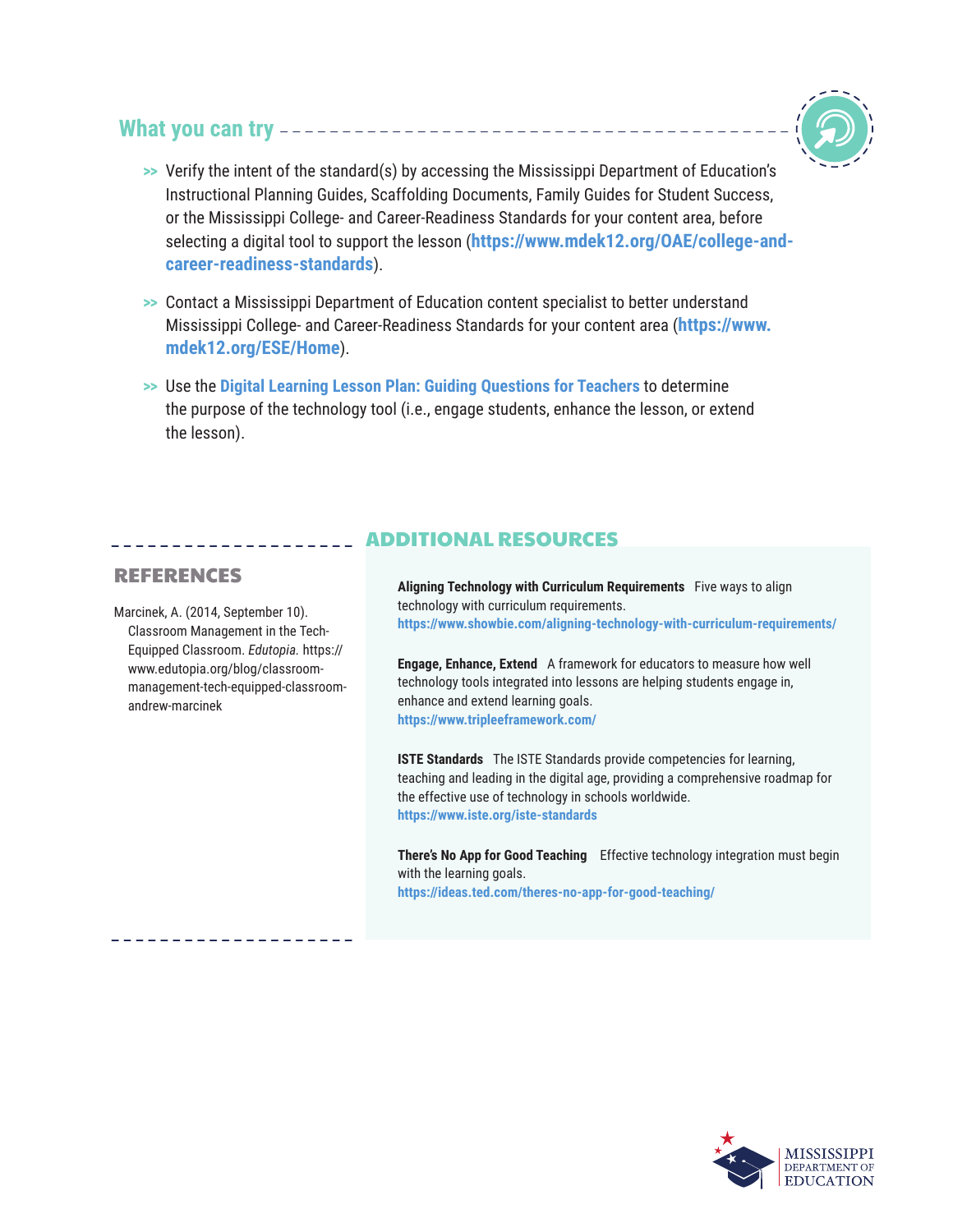## What you can try

- Verify the intent of the standard(s) by accessing the Mississippi Department of Education's Instructional Planning Guides, Scaffolding Documents, Family Guides for Student Success, or the Mississippi College- and Career-Readiness Standards for your content area, before selecting a digital tool to support the lesson (**https://www.mdek12.org/OAE/college-and-career-readiness-standards**).
- Contact a Mississippi Department of Education content specialist to better understand Mississippi College- and Career-Readiness Standards for your content area (**https://www.mdek12.org/ESE/Home**).
- Use the **Digital Learning Lesson Plan: Guiding Questions for Teachers** to determine the purpose of the technology tool (i.e., engage students, enhance the lesson, or extend the lesson).

## REFERENCES

Marcinek, A. (2014, September 10). Classroom Management in the Tech-Equipped Classroom. *Edutopia.* https://www.edutopia.org/blog/classroom-management-tech-equipped-classroom-andrew-marcinek

## ADDITIONAL RESOURCES

**Aligning Technology with Curriculum Requirements** Five ways to align technology with curriculum requirements.
**https://www.showbie.com/aligning-technology-with-curriculum-requirements/**

**Engage, Enhance, Extend** A framework for educators to measure how well technology tools integrated into lessons are helping students engage in, enhance and extend learning goals.
**https://www.tripleeframework.com/**

**ISTE Standards** The ISTE Standards provide competencies for learning, teaching and leading in the digital age, providing a comprehensive roadmap for the effective use of technology in schools worldwide.
**https://www.iste.org/iste-standards**

**There's No App for Good Teaching** Effective technology integration must begin with the learning goals.
**https://ideas.ted.com/theres-no-app-for-good-teaching/**

MISSISSIPPI DEPARTMENT OF EDUCATION